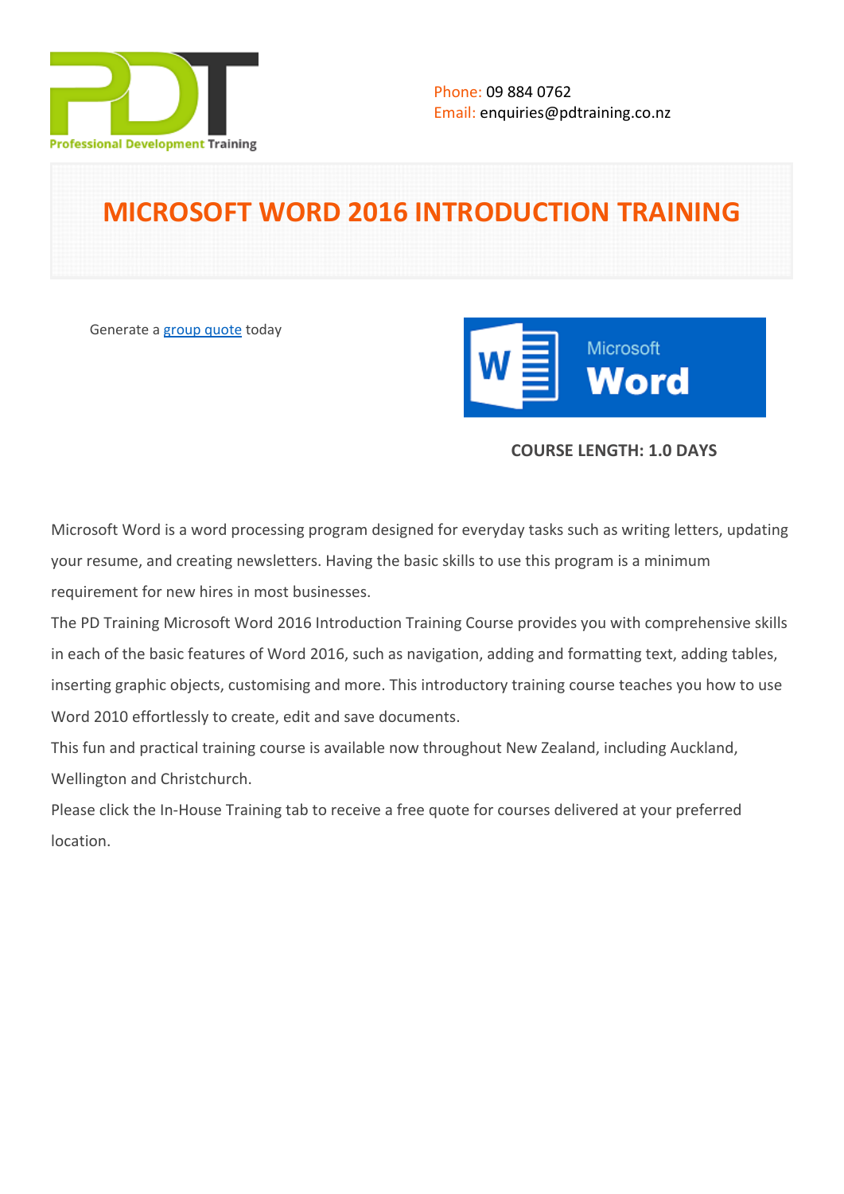Phone: 09 884 0762
Email: enquiries@pdtraining.co.nz

# MICROSOFT WORD 2016 INTRODUCTION TRAINING

Generate a group quote today

**COURSE LENGTH: 1.0 DAYS**

Microsoft Word is a word processing program designed for everyday tasks such as writing letters, updating your resume, and creating newsletters. Having the basic skills to use this program is a minimum requirement for new hires in most businesses.

The PD Training Microsoft Word 2016 Introduction Training Course provides you with comprehensive skills in each of the basic features of Word 2016, such as navigation, adding and formatting text, adding tables, inserting graphic objects, customising and more. This introductory training course teaches you how to use Word 2010 effortlessly to create, edit and save documents.

This fun and practical training course is available now throughout New Zealand, including Auckland, Wellington and Christchurch.

Please click the In-House Training tab to receive a free quote for courses delivered at your preferred location.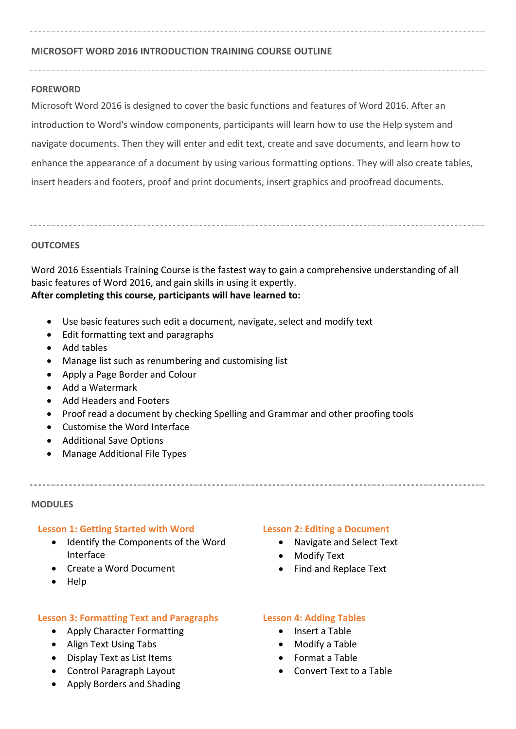## MICROSOFT WORD 2016 INTRODUCTION TRAINING COURSE OUTLINE

### FOREWORD

Microsoft Word 2016 is designed to cover the basic functions and features of Word 2016. After an introduction to Word's window components, participants will learn how to use the Help system and navigate documents. Then they will enter and edit text, create and save documents, and learn how to enhance the appearance of a document by using various formatting options. They will also create tables, insert headers and footers, proof and print documents, insert graphics and proofread documents.

### OUTCOMES

Word 2016 Essentials Training Course is the fastest way to gain a comprehensive understanding of all basic features of Word 2016, and gain skills in using it expertly.

**After completing this course, participants will have learned to:**

- Use basic features such edit a document, navigate, select and modify text
- Edit formatting text and paragraphs
- Add tables
- Manage list such as renumbering and customising list
- Apply a Page Border and Colour
- Add a Watermark
- Add Headers and Footers
- Proof read a document by checking Spelling and Grammar and other proofing tools
- Customise the Word Interface
- Additional Save Options
- Manage Additional File Types

### MODULES

#### Lesson 1: Getting Started with Word

- Identify the Components of the Word Interface
- Create a Word Document
- Help

#### Lesson 2: Editing a Document

- Navigate and Select Text
- Modify Text
- Find and Replace Text

#### Lesson 3: Formatting Text and Paragraphs

- Apply Character Formatting
- Align Text Using Tabs
- Display Text as List Items
- Control Paragraph Layout
- Apply Borders and Shading

#### Lesson 4: Adding Tables

- Insert a Table
- Modify a Table
- Format a Table
- Convert Text to a Table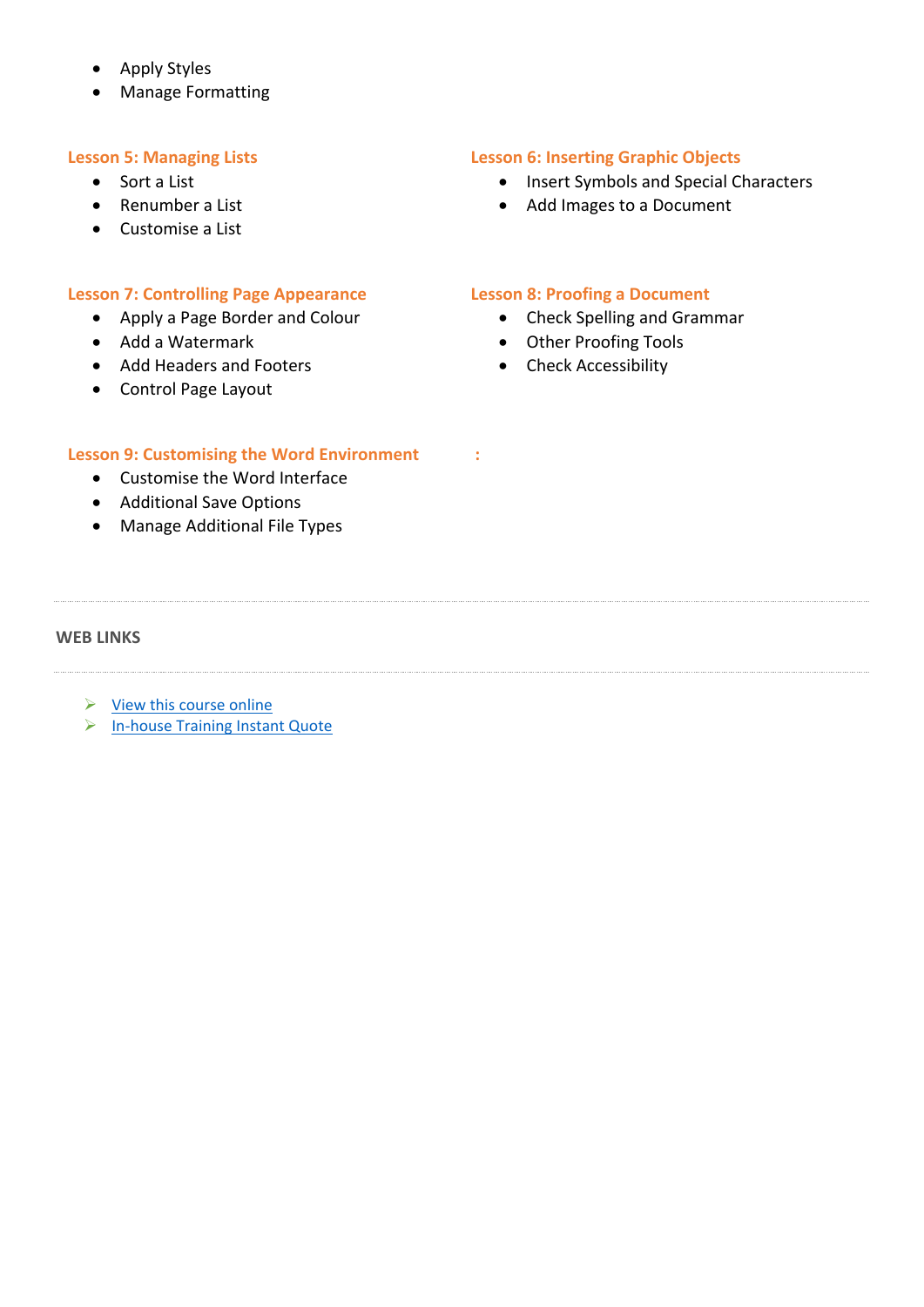- Apply Styles
- Manage Formatting

### Lesson 5: Managing Lists

- Sort a List
- Renumber a List
- Customise a List

### Lesson 6: Inserting Graphic Objects

- Insert Symbols and Special Characters
- Add Images to a Document

### Lesson 7: Controlling Page Appearance

- Apply a Page Border and Colour
- Add a Watermark
- Add Headers and Footers
- Control Page Layout

### Lesson 8: Proofing a Document

- Check Spelling and Grammar
- Other Proofing Tools
- Check Accessibility

### Lesson 9: Customising the Word Environment

- Customise the Word Interface
- Additional Save Options
- Manage Additional File Types

:

---

**WEB LINKS**

---

- View this course online
- In-house Training Instant Quote